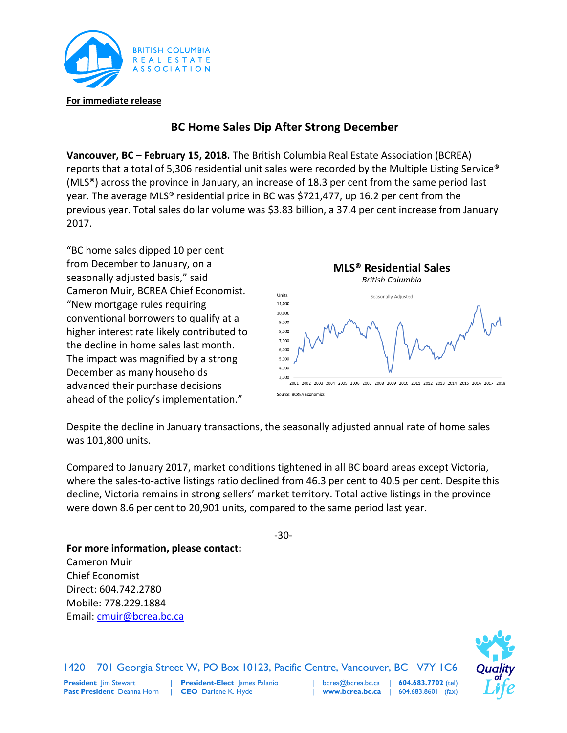BRITISH COLUMBIA REAL ESTATE ASSOCIATION

**For immediate release**

# BC Home Sales Dip After Strong December

**Vancouver, BC – February 15, 2018.** The British Columbia Real Estate Association (BCREA) reports that a total of 5,306 residential unit sales were recorded by the Multiple Listing Service® (MLS®) across the province in January, an increase of 18.3 per cent from the same period last year. The average MLS® residential price in BC was $721,477, up 16.2 per cent from the previous year. Total sales dollar volume was $3.83 billion, a 37.4 per cent increase from January 2017.

"BC home sales dipped 10 per cent from December to January, on a seasonally adjusted basis," said Cameron Muir, BCREA Chief Economist. "New mortgage rules requiring conventional borrowers to qualify at a higher interest rate likely contributed to the decline in home sales last month. The impact was magnified by a strong December as many households advanced their purchase decisions ahead of the policy's implementation."

**MLS® Residential Sales**
*British Columbia*
Seasonally Adjusted
Source: BCREA Economics

Despite the decline in January transactions, the seasonally adjusted annual rate of home sales was 101,800 units.

Compared to January 2017, market conditions tightened in all BC board areas except Victoria, where the sales-to-active listings ratio declined from 46.3 per cent to 40.5 per cent. Despite this decline, Victoria remains in strong sellers' market territory. Total active listings in the province were down 8.6 per cent to 20,901 units, compared to the same period last year.

-30-

**For more information, please contact:**
Cameron Muir
Chief Economist
Direct: 604.742.2780
Mobile: 778.229.1884
Email: cmuir@bcrea.bc.ca

1420 – 701 Georgia Street W, PO Box 10123, Pacific Centre, Vancouver, BC V7Y 1C6

**President** Jim Stewart | **President-Elect** James Palanio | bcrea@bcrea.bc.ca | **604.683.7702** (tel)
**Past President** Deanna Horn | **CEO** Darlene K. Hyde | **www.bcrea.bc.ca** | 604.683.8601 (fax)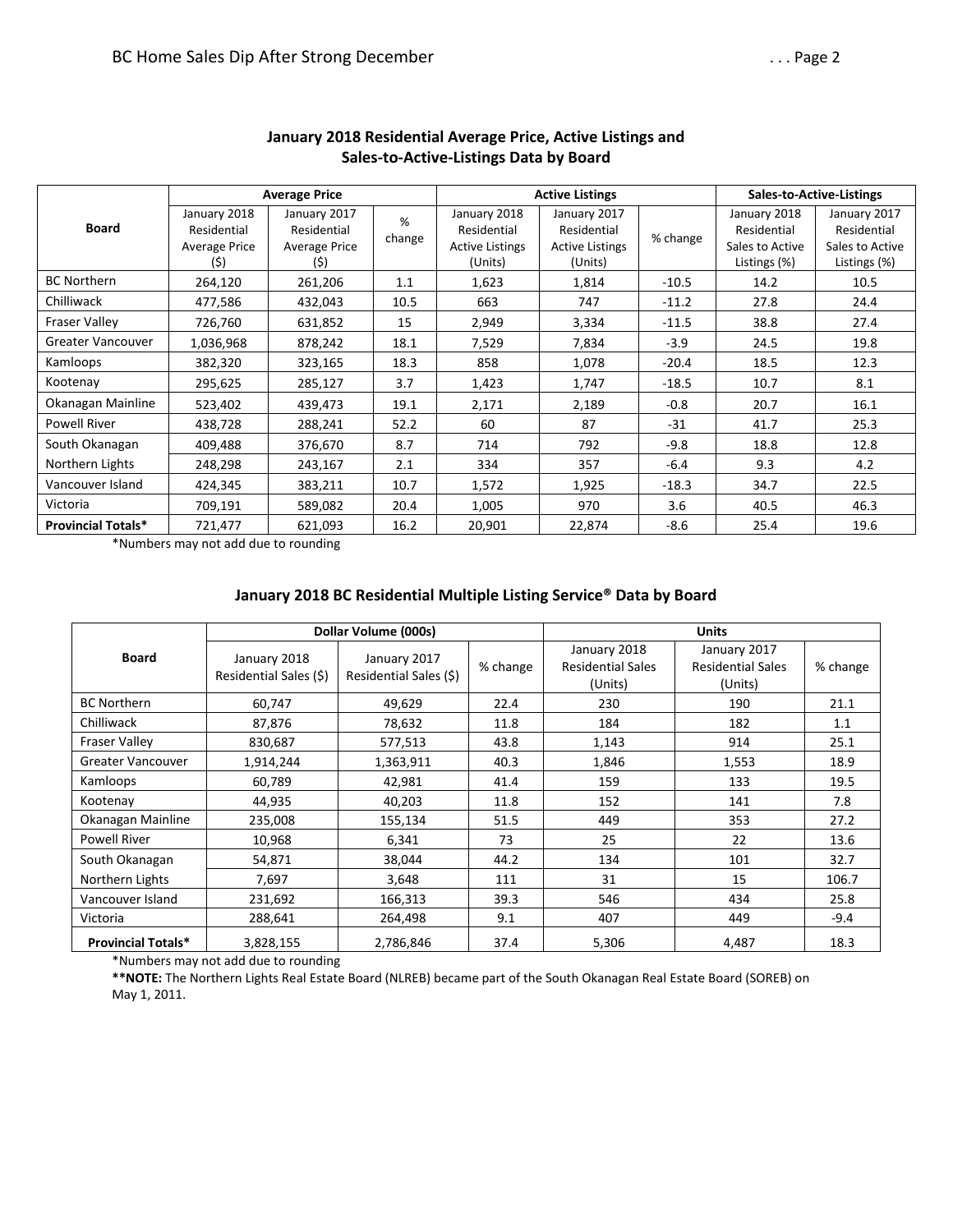## January 2018 Residential Average Price, Active Listings and Sales-to-Active-Listings Data by Board

| Board | Average Price | | | Active Listings | | | Sales-to-Active-Listings | |
|---|---|---|---|---|---|---|---|---|
| | January 2018 Residential Average Price ($) | January 2017 Residential Average Price ($) | % change | January 2018 Residential Active Listings (Units) | January 2017 Residential Active Listings (Units) | % change | January 2018 Residential Sales to Active Listings (%) | January 2017 Residential Sales to Active Listings (%) |
| BC Northern | 264,120 | 261,206 | 1.1 | 1,623 | 1,814 | -10.5 | 14.2 | 10.5 |
| Chilliwack | 477,586 | 432,043 | 10.5 | 663 | 747 | -11.2 | 27.8 | 24.4 |
| Fraser Valley | 726,760 | 631,852 | 15 | 2,949 | 3,334 | -11.5 | 38.8 | 27.4 |
| Greater Vancouver | 1,036,968 | 878,242 | 18.1 | 7,529 | 7,834 | -3.9 | 24.5 | 19.8 |
| Kamloops | 382,320 | 323,165 | 18.3 | 858 | 1,078 | -20.4 | 18.5 | 12.3 |
| Kootenay | 295,625 | 285,127 | 3.7 | 1,423 | 1,747 | -18.5 | 10.7 | 8.1 |
| Okanagan Mainline | 523,402 | 439,473 | 19.1 | 2,171 | 2,189 | -0.8 | 20.7 | 16.1 |
| Powell River | 438,728 | 288,241 | 52.2 | 60 | 87 | -31 | 41.7 | 25.3 |
| South Okanagan | 409,488 | 376,670 | 8.7 | 714 | 792 | -9.8 | 18.8 | 12.8 |
| Northern Lights | 248,298 | 243,167 | 2.1 | 334 | 357 | -6.4 | 9.3 | 4.2 |
| Vancouver Island | 424,345 | 383,211 | 10.7 | 1,572 | 1,925 | -18.3 | 34.7 | 22.5 |
| Victoria | 709,191 | 589,082 | 20.4 | 1,005 | 970 | 3.6 | 40.5 | 46.3 |
| **Provincial Totals*** | 721,477 | 621,093 | 16.2 | 20,901 | 22,874 | -8.6 | 25.4 | 19.6 |

*Numbers may not add due to rounding

## January 2018 BC Residential Multiple Listing Service® Data by Board

| Board | Dollar Volume (000s) | | | Units | | |
|---|---|---|---|---|---|---|
| | January 2018 Residential Sales ($) | January 2017 Residential Sales ($) | % change | January 2018 Residential Sales (Units) | January 2017 Residential Sales (Units) | % change |
| BC Northern | 60,747 | 49,629 | 22.4 | 230 | 190 | 21.1 |
| Chilliwack | 87,876 | 78,632 | 11.8 | 184 | 182 | 1.1 |
| Fraser Valley | 830,687 | 577,513 | 43.8 | 1,143 | 914 | 25.1 |
| Greater Vancouver | 1,914,244 | 1,363,911 | 40.3 | 1,846 | 1,553 | 18.9 |
| Kamloops | 60,789 | 42,981 | 41.4 | 159 | 133 | 19.5 |
| Kootenay | 44,935 | 40,203 | 11.8 | 152 | 141 | 7.8 |
| Okanagan Mainline | 235,008 | 155,134 | 51.5 | 449 | 353 | 27.2 |
| Powell River | 10,968 | 6,341 | 73 | 25 | 22 | 13.6 |
| South Okanagan | 54,871 | 38,044 | 44.2 | 134 | 101 | 32.7 |
| Northern Lights | 7,697 | 3,648 | 111 | 31 | 15 | 106.7 |
| Vancouver Island | 231,692 | 166,313 | 39.3 | 546 | 434 | 25.8 |
| Victoria | 288,641 | 264,498 | 9.1 | 407 | 449 | -9.4 |
| **Provincial Totals*** | 3,828,155 | 2,786,846 | 37.4 | 5,306 | 4,487 | 18.3 |

*Numbers may not add due to rounding

****NOTE:** The Northern Lights Real Estate Board (NLREB) became part of the South Okanagan Real Estate Board (SOREB) on May 1, 2011.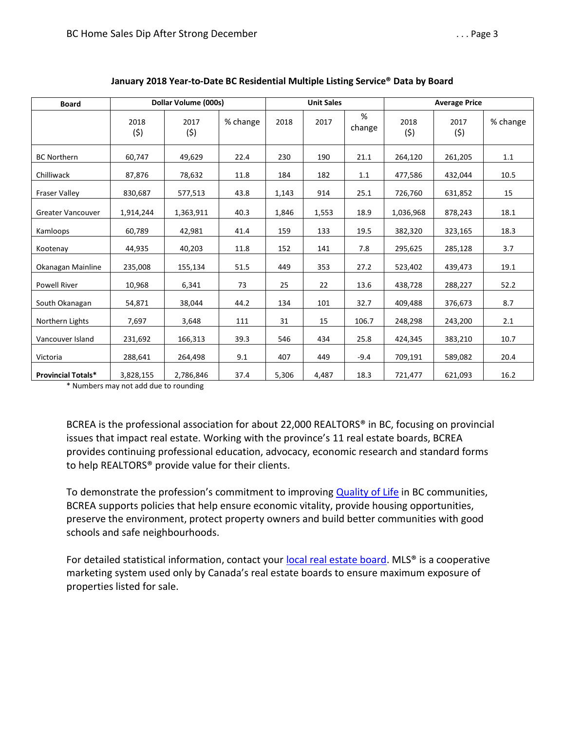**January 2018 Year-to-Date BC Residential Multiple Listing Service® Data by Board**

| Board | Dollar Volume (000s) | | | Unit Sales | | | Average Price | | |
|---|---|---|---|---|---|---|---|---|---|
| | 2018 ($) | 2017 ($) | % change | 2018 | 2017 | % change | 2018 ($) | 2017 ($) | % change |
| BC Northern | 60,747 | 49,629 | 22.4 | 230 | 190 | 21.1 | 264,120 | 261,205 | 1.1 |
| Chilliwack | 87,876 | 78,632 | 11.8 | 184 | 182 | 1.1 | 477,586 | 432,044 | 10.5 |
| Fraser Valley | 830,687 | 577,513 | 43.8 | 1,143 | 914 | 25.1 | 726,760 | 631,852 | 15 |
| Greater Vancouver | 1,914,244 | 1,363,911 | 40.3 | 1,846 | 1,553 | 18.9 | 1,036,968 | 878,243 | 18.1 |
| Kamloops | 60,789 | 42,981 | 41.4 | 159 | 133 | 19.5 | 382,320 | 323,165 | 18.3 |
| Kootenay | 44,935 | 40,203 | 11.8 | 152 | 141 | 7.8 | 295,625 | 285,128 | 3.7 |
| Okanagan Mainline | 235,008 | 155,134 | 51.5 | 449 | 353 | 27.2 | 523,402 | 439,473 | 19.1 |
| Powell River | 10,968 | 6,341 | 73 | 25 | 22 | 13.6 | 438,728 | 288,227 | 52.2 |
| South Okanagan | 54,871 | 38,044 | 44.2 | 134 | 101 | 32.7 | 409,488 | 376,673 | 8.7 |
| Northern Lights | 7,697 | 3,648 | 111 | 31 | 15 | 106.7 | 248,298 | 243,200 | 2.1 |
| Vancouver Island | 231,692 | 166,313 | 39.3 | 546 | 434 | 25.8 | 424,345 | 383,210 | 10.7 |
| Victoria | 288,641 | 264,498 | 9.1 | 407 | 449 | -9.4 | 709,191 | 589,082 | 20.4 |
| **Provincial Totals*** | 3,828,155 | 2,786,846 | 37.4 | 5,306 | 4,487 | 18.3 | 721,477 | 621,093 | 16.2 |

* Numbers may not add due to rounding

BCREA is the professional association for about 22,000 REALTORS® in BC, focusing on provincial issues that impact real estate. Working with the province's 11 real estate boards, BCREA provides continuing professional education, advocacy, economic research and standard forms to help REALTORS® provide value for their clients.

To demonstrate the profession's commitment to improving Quality of Life in BC communities, BCREA supports policies that help ensure economic vitality, provide housing opportunities, preserve the environment, protect property owners and build better communities with good schools and safe neighbourhoods.

For detailed statistical information, contact your local real estate board. MLS® is a cooperative marketing system used only by Canada's real estate boards to ensure maximum exposure of properties listed for sale.